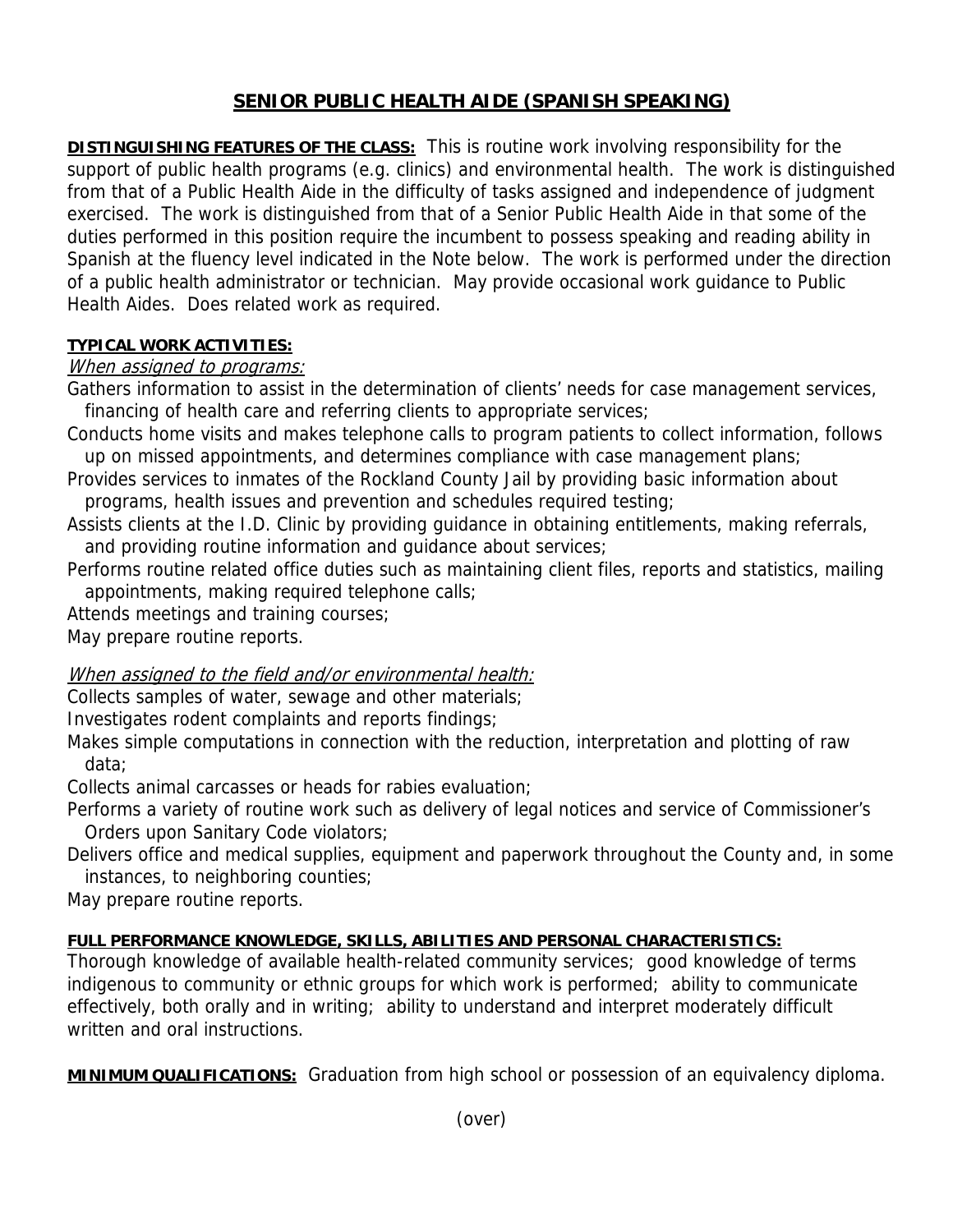# SENIOR PUBLIC HEALTH AIDE (SPANISH SPEAKING)

**DISTINGUISHING FEATURES OF THE CLASS:** This is routine work involving responsibility for the support of public health programs (e.g. clinics) and environmental health. The work is distinguished from that of a Public Health Aide in the difficulty of tasks assigned and independence of judgment exercised. The work is distinguished from that of a Senior Public Health Aide in that some of the duties performed in this position require the incumbent to possess speaking and reading ability in Spanish at the fluency level indicated in the Note below. The work is performed under the direction of a public health administrator or technician. May provide occasional work guidance to Public Health Aides. Does related work as required.

**TYPICAL WORK ACTIVITIES:**

*When assigned to programs:*

Gathers information to assist in the determination of clients' needs for case management services, financing of health care and referring clients to appropriate services;

Conducts home visits and makes telephone calls to program patients to collect information, follows up on missed appointments, and determines compliance with case management plans;

Provides services to inmates of the Rockland County Jail by providing basic information about programs, health issues and prevention and schedules required testing;

Assists clients at the I.D. Clinic by providing guidance in obtaining entitlements, making referrals, and providing routine information and guidance about services;

Performs routine related office duties such as maintaining client files, reports and statistics, mailing appointments, making required telephone calls;

Attends meetings and training courses;

May prepare routine reports.

*When assigned to the field and/or environmental health:*

Collects samples of water, sewage and other materials;

Investigates rodent complaints and reports findings;

Makes simple computations in connection with the reduction, interpretation and plotting of raw data;

Collects animal carcasses or heads for rabies evaluation;

Performs a variety of routine work such as delivery of legal notices and service of Commissioner's Orders upon Sanitary Code violators;

Delivers office and medical supplies, equipment and paperwork throughout the County and, in some instances, to neighboring counties;

May prepare routine reports.

**FULL PERFORMANCE KNOWLEDGE, SKILLS, ABILITIES AND PERSONAL CHARACTERISTICS:**
Thorough knowledge of available health-related community services; good knowledge of terms indigenous to community or ethnic groups for which work is performed; ability to communicate effectively, both orally and in writing; ability to understand and interpret moderately difficult written and oral instructions.

**MINIMUM QUALIFICATIONS:** Graduation from high school or possession of an equivalency diploma.

(over)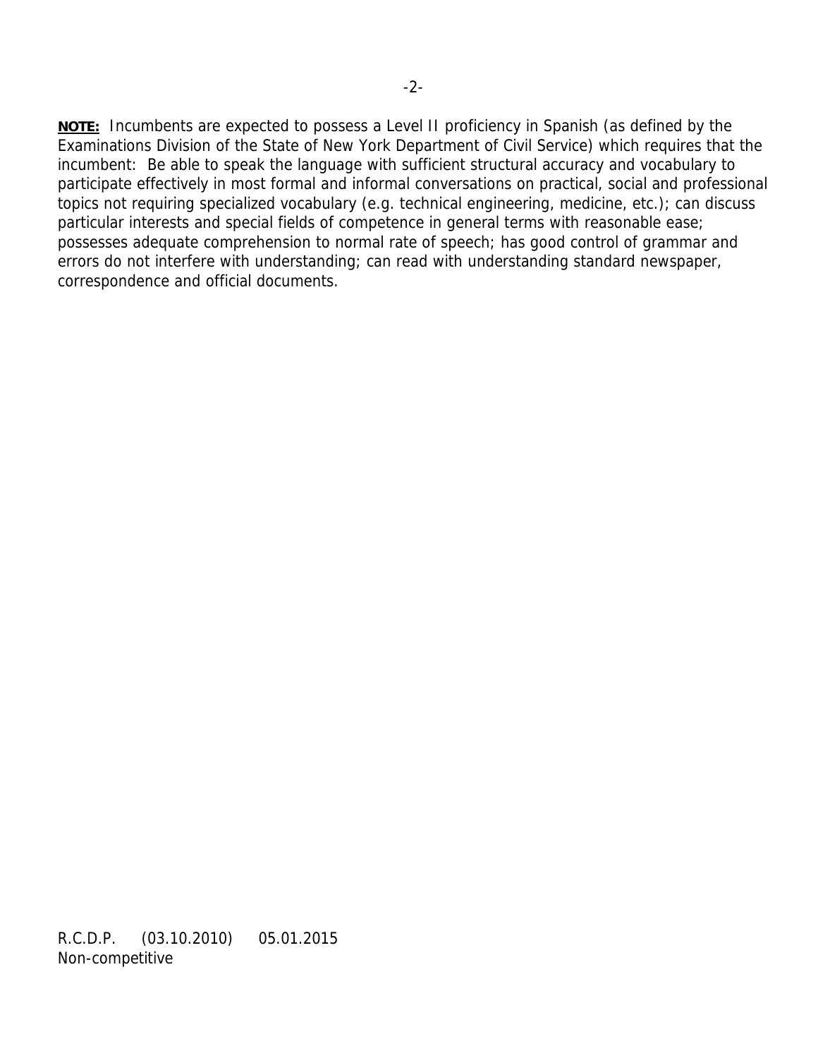**NOTE:** Incumbents are expected to possess a Level II proficiency in Spanish (as defined by the Examinations Division of the State of New York Department of Civil Service) which requires that the incumbent: Be able to speak the language with sufficient structural accuracy and vocabulary to participate effectively in most formal and informal conversations on practical, social and professional topics not requiring specialized vocabulary (e.g. technical engineering, medicine, etc.); can discuss particular interests and special fields of competence in general terms with reasonable ease; possesses adequate comprehension to normal rate of speech; has good control of grammar and errors do not interfere with understanding; can read with understanding standard newspaper, correspondence and official documents.

R.C.D.P. (03.10.2010) 05.01.2015
Non-competitive